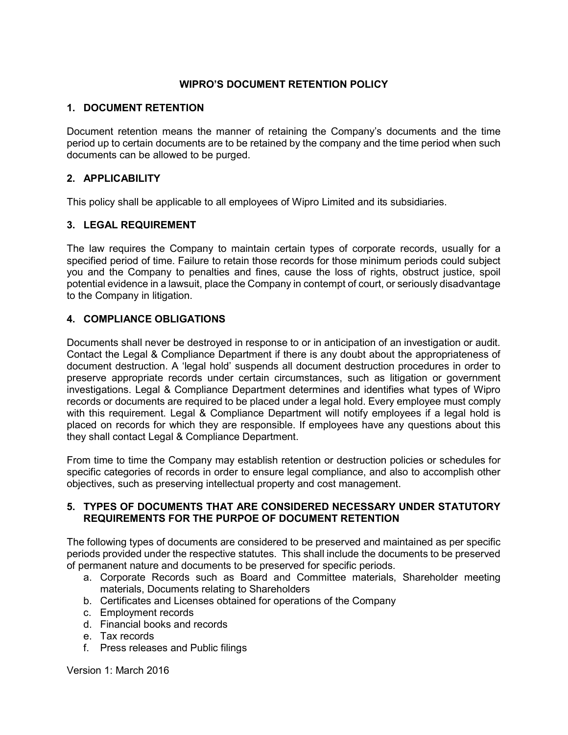# WIPRO'S DOCUMENT RETENTION POLICY

## 1. DOCUMENT RETENTION

Document retention means the manner of retaining the Company's documents and the time period up to certain documents are to be retained by the company and the time period when such documents can be allowed to be purged.

## 2. APPLICABILITY

This policy shall be applicable to all employees of Wipro Limited and its subsidiaries.

## 3. LEGAL REQUIREMENT

The law requires the Company to maintain certain types of corporate records, usually for a specified period of time. Failure to retain those records for those minimum periods could subject you and the Company to penalties and fines, cause the loss of rights, obstruct justice, spoil potential evidence in a lawsuit, place the Company in contempt of court, or seriously disadvantage to the Company in litigation.

## 4. COMPLIANCE OBLIGATIONS

Documents shall never be destroyed in response to or in anticipation of an investigation or audit. Contact the Legal & Compliance Department if there is any doubt about the appropriateness of document destruction. A 'legal hold' suspends all document destruction procedures in order to preserve appropriate records under certain circumstances, such as litigation or government investigations. Legal & Compliance Department determines and identifies what types of Wipro records or documents are required to be placed under a legal hold. Every employee must comply with this requirement. Legal & Compliance Department will notify employees if a legal hold is placed on records for which they are responsible. If employees have any questions about this they shall contact Legal & Compliance Department.

From time to time the Company may establish retention or destruction policies or schedules for specific categories of records in order to ensure legal compliance, and also to accomplish other objectives, such as preserving intellectual property and cost management.

## 5. TYPES OF DOCUMENTS THAT ARE CONSIDERED NECESSARY UNDER STATUTORY REQUIREMENTS FOR THE PURPOE OF DOCUMENT RETENTION

The following types of documents are considered to be preserved and maintained as per specific periods provided under the respective statutes. This shall include the documents to be preserved of permanent nature and documents to be preserved for specific periods.

a. Corporate Records such as Board and Committee materials, Shareholder meeting materials, Documents relating to Shareholders
b. Certificates and Licenses obtained for operations of the Company
c. Employment records
d. Financial books and records
e. Tax records
f. Press releases and Public filings

Version 1: March 2016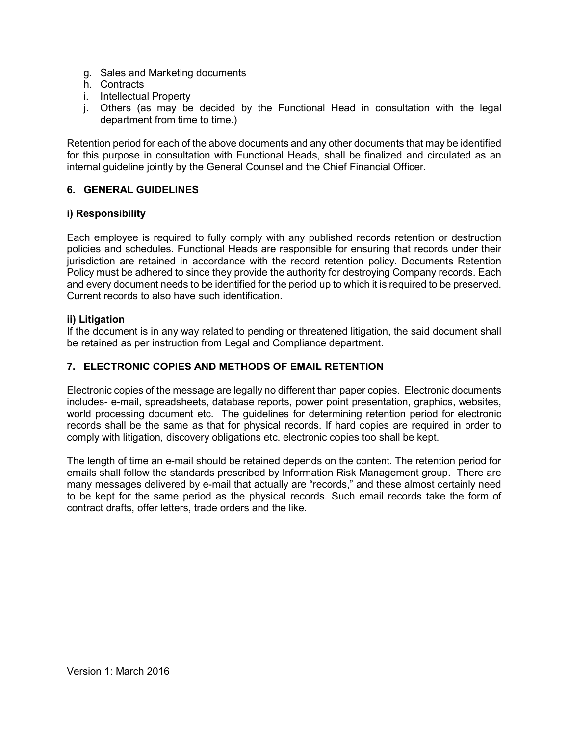g. Sales and Marketing documents
h. Contracts
i. Intellectual Property
j. Others (as may be decided by the Functional Head in consultation with the legal department from time to time.)

Retention period for each of the above documents and any other documents that may be identified for this purpose in consultation with Functional Heads, shall be finalized and circulated as an internal guideline jointly by the General Counsel and the Chief Financial Officer.

## 6. GENERAL GUIDELINES

### i) Responsibility

Each employee is required to fully comply with any published records retention or destruction policies and schedules. Functional Heads are responsible for ensuring that records under their jurisdiction are retained in accordance with the record retention policy. Documents Retention Policy must be adhered to since they provide the authority for destroying Company records. Each and every document needs to be identified for the period up to which it is required to be preserved. Current records to also have such identification.

### ii) Litigation

If the document is in any way related to pending or threatened litigation, the said document shall be retained as per instruction from Legal and Compliance department.

## 7. ELECTRONIC COPIES AND METHODS OF EMAIL RETENTION

Electronic copies of the message are legally no different than paper copies. Electronic documents includes- e-mail, spreadsheets, database reports, power point presentation, graphics, websites, world processing document etc. The guidelines for determining retention period for electronic records shall be the same as that for physical records. If hard copies are required in order to comply with litigation, discovery obligations etc. electronic copies too shall be kept.

The length of time an e-mail should be retained depends on the content. The retention period for emails shall follow the standards prescribed by Information Risk Management group. There are many messages delivered by e-mail that actually are "records," and these almost certainly need to be kept for the same period as the physical records. Such email records take the form of contract drafts, offer letters, trade orders and the like.

Version 1: March 2016